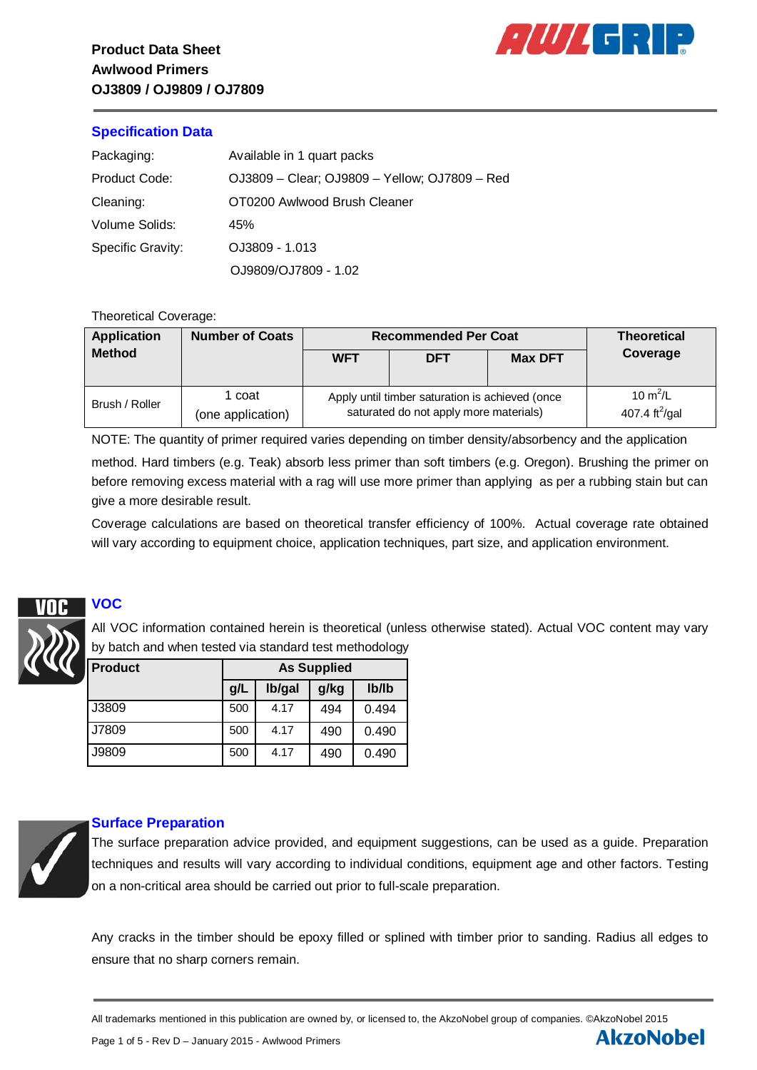**Product Data Sheet**
**Awlwood Primers**
**OJ3809 / OJ9809 / OJ7809**

## Specification Data

| | |
|---|---|
| Packaging: | Available in 1 quart packs |
| Product Code: | OJ3809 – Clear; OJ9809 – Yellow; OJ7809 – Red |
| Cleaning: | OT0200 Awlwood Brush Cleaner |
| Volume Solids: | 45% |
| Specific Gravity: | OJ3809 - 1.013 |
| | OJ9809/OJ7809 - 1.02 |

Theoretical Coverage:

| Application Method | Number of Coats | Recommended Per Coat | | | Theoretical Coverage |
|---|---|---|---|---|---|
| | | WFT | DFT | Max DFT | |
| Brush / Roller | 1 coat (one application) | Apply until timber saturation is achieved (once saturated do not apply more materials) | | | 10 $m^2$/L 407.4 $ft^2$/gal |

NOTE: The quantity of primer required varies depending on timber density/absorbency and the application method. Hard timbers (e.g. Teak) absorb less primer than soft timbers (e.g. Oregon). Brushing the primer on before removing excess material with a rag will use more primer than applying as per a rubbing stain but can give a more desirable result.

Coverage calculations are based on theoretical transfer efficiency of 100%. Actual coverage rate obtained will vary according to equipment choice, application techniques, part size, and application environment.

## VOC

All VOC information contained herein is theoretical (unless otherwise stated). Actual VOC content may vary by batch and when tested via standard test methodology

| Product | As Supplied | | | |
|---|---|---|---|---|
| | g/L | lb/gal | g/kg | lb/lb |
| J3809 | 500 | 4.17 | 494 | 0.494 |
| J7809 | 500 | 4.17 | 490 | 0.490 |
| J9809 | 500 | 4.17 | 490 | 0.490 |

## Surface Preparation

The surface preparation advice provided, and equipment suggestions, can be used as a guide. Preparation techniques and results will vary according to individual conditions, equipment age and other factors. Testing on a non-critical area should be carried out prior to full-scale preparation.

Any cracks in the timber should be epoxy filled or splined with timber prior to sanding. Radius all edges to ensure that no sharp corners remain.

All trademarks mentioned in this publication are owned by, or licensed to, the AkzoNobel group of companies. ©AkzoNobel 2015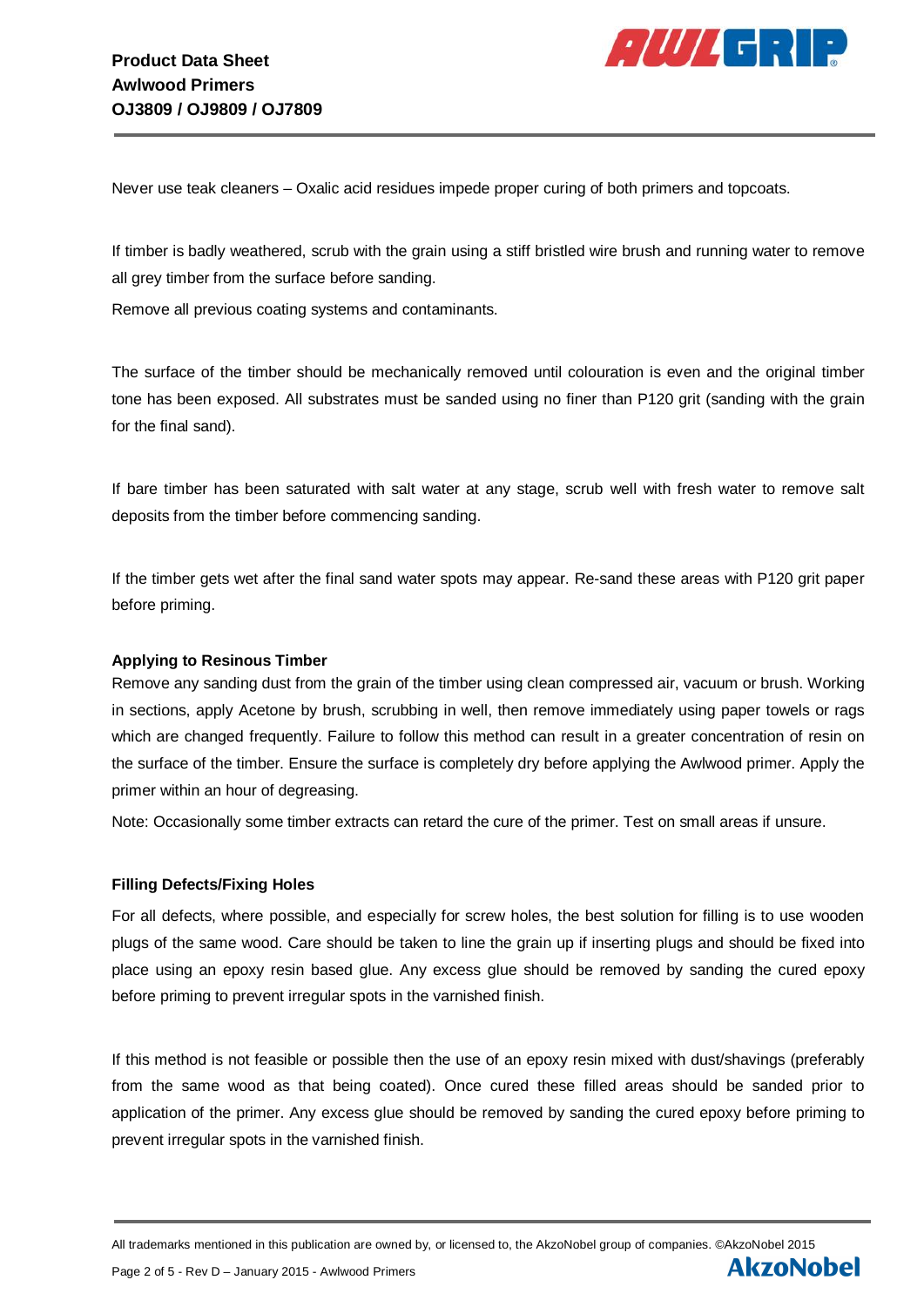Never use teak cleaners – Oxalic acid residues impede proper curing of both primers and topcoats.

If timber is badly weathered, scrub with the grain using a stiff bristled wire brush and running water to remove all grey timber from the surface before sanding.

Remove all previous coating systems and contaminants.

The surface of the timber should be mechanically removed until colouration is even and the original timber tone has been exposed. All substrates must be sanded using no finer than P120 grit (sanding with the grain for the final sand).

If bare timber has been saturated with salt water at any stage, scrub well with fresh water to remove salt deposits from the timber before commencing sanding.

If the timber gets wet after the final sand water spots may appear. Re-sand these areas with P120 grit paper before priming.

**Applying to Resinous Timber**

Remove any sanding dust from the grain of the timber using clean compressed air, vacuum or brush. Working in sections, apply Acetone by brush, scrubbing in well, then remove immediately using paper towels or rags which are changed frequently. Failure to follow this method can result in a greater concentration of resin on the surface of the timber. Ensure the surface is completely dry before applying the Awlwood primer. Apply the primer within an hour of degreasing.

Note: Occasionally some timber extracts can retard the cure of the primer. Test on small areas if unsure.

**Filling Defects/Fixing Holes**

For all defects, where possible, and especially for screw holes, the best solution for filling is to use wooden plugs of the same wood. Care should be taken to line the grain up if inserting plugs and should be fixed into place using an epoxy resin based glue. Any excess glue should be removed by sanding the cured epoxy before priming to prevent irregular spots in the varnished finish.

If this method is not feasible or possible then the use of an epoxy resin mixed with dust/shavings (preferably from the same wood as that being coated). Once cured these filled areas should be sanded prior to application of the primer. Any excess glue should be removed by sanding the cured epoxy before priming to prevent irregular spots in the varnished finish.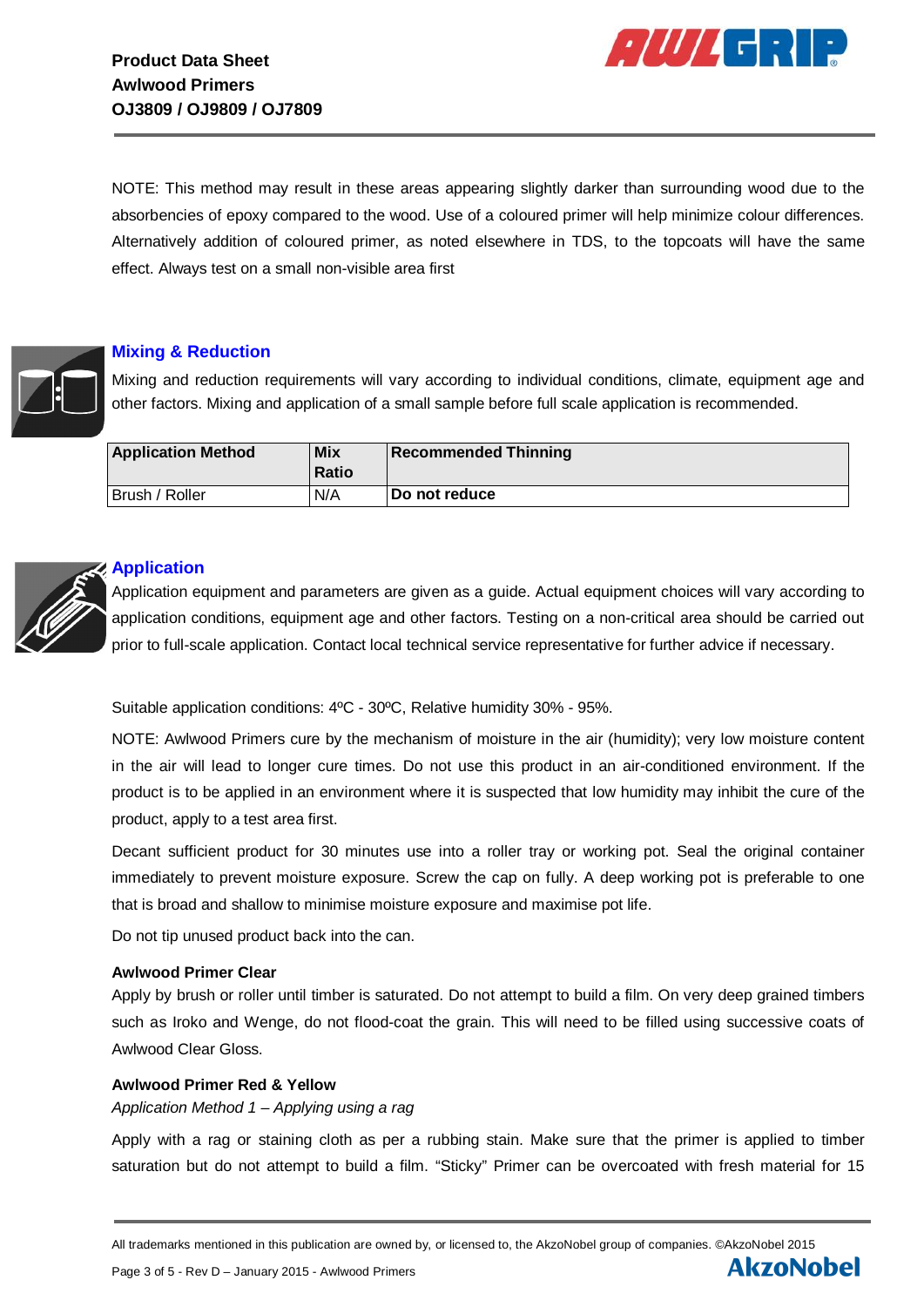NOTE: This method may result in these areas appearing slightly darker than surrounding wood due to the absorbencies of epoxy compared to the wood. Use of a coloured primer will help minimize colour differences. Alternatively addition of coloured primer, as noted elsewhere in TDS, to the topcoats will have the same effect. Always test on a small non-visible area first

## Mixing & Reduction

Mixing and reduction requirements will vary according to individual conditions, climate, equipment age and other factors. Mixing and application of a small sample before full scale application is recommended.

| Application Method | Mix Ratio | Recommended Thinning |
|---|---|---|
| Brush / Roller | N/A | **Do not reduce** |

## Application

Application equipment and parameters are given as a guide. Actual equipment choices will vary according to application conditions, equipment age and other factors. Testing on a non-critical area should be carried out prior to full-scale application. Contact local technical service representative for further advice if necessary.

Suitable application conditions: 4ºC - 30ºC, Relative humidity 30% - 95%.

NOTE: Awlwood Primers cure by the mechanism of moisture in the air (humidity); very low moisture content in the air will lead to longer cure times. Do not use this product in an air-conditioned environment. If the product is to be applied in an environment where it is suspected that low humidity may inhibit the cure of the product, apply to a test area first.

Decant sufficient product for 30 minutes use into a roller tray or working pot. Seal the original container immediately to prevent moisture exposure. Screw the cap on fully. A deep working pot is preferable to one that is broad and shallow to minimise moisture exposure and maximise pot life.

Do not tip unused product back into the can.

**Awlwood Primer Clear**

Apply by brush or roller until timber is saturated. Do not attempt to build a film. On very deep grained timbers such as Iroko and Wenge, do not flood-coat the grain. This will need to be filled using successive coats of Awlwood Clear Gloss.

**Awlwood Primer Red & Yellow**

*Application Method 1 – Applying using a rag*

Apply with a rag or staining cloth as per a rubbing stain. Make sure that the primer is applied to timber saturation but do not attempt to build a film. "Sticky" Primer can be overcoated with fresh material for 15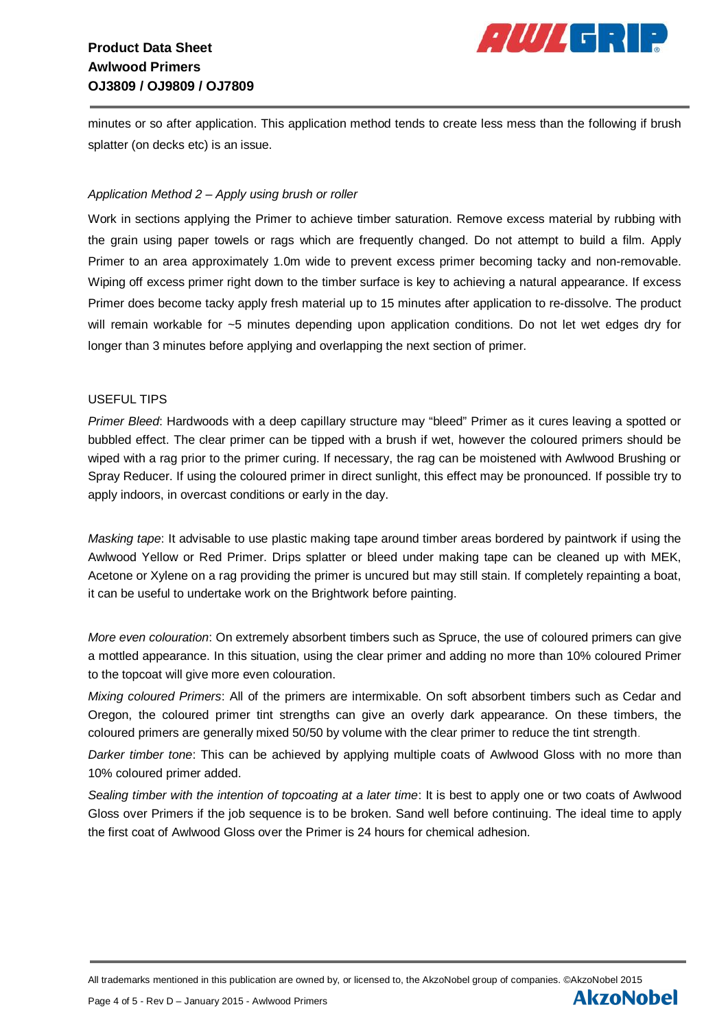minutes or so after application. This application method tends to create less mess than the following if brush splatter (on decks etc) is an issue.

*Application Method 2 – Apply using brush or roller*

Work in sections applying the Primer to achieve timber saturation. Remove excess material by rubbing with the grain using paper towels or rags which are frequently changed. Do not attempt to build a film. Apply Primer to an area approximately 1.0m wide to prevent excess primer becoming tacky and non-removable. Wiping off excess primer right down to the timber surface is key to achieving a natural appearance. If excess Primer does become tacky apply fresh material up to 15 minutes after application to re-dissolve. The product will remain workable for ~5 minutes depending upon application conditions. Do not let wet edges dry for longer than 3 minutes before applying and overlapping the next section of primer.

## USEFUL TIPS

*Primer Bleed*: Hardwoods with a deep capillary structure may "bleed" Primer as it cures leaving a spotted or bubbled effect. The clear primer can be tipped with a brush if wet, however the coloured primers should be wiped with a rag prior to the primer curing. If necessary, the rag can be moistened with Awlwood Brushing or Spray Reducer. If using the coloured primer in direct sunlight, this effect may be pronounced. If possible try to apply indoors, in overcast conditions or early in the day.

*Masking tape*: It advisable to use plastic making tape around timber areas bordered by paintwork if using the Awlwood Yellow or Red Primer. Drips splatter or bleed under making tape can be cleaned up with MEK, Acetone or Xylene on a rag providing the primer is uncured but may still stain. If completely repainting a boat, it can be useful to undertake work on the Brightwork before painting.

*More even colouration*: On extremely absorbent timbers such as Spruce, the use of coloured primers can give a mottled appearance. In this situation, using the clear primer and adding no more than 10% coloured Primer to the topcoat will give more even colouration.

*Mixing coloured Primers*: All of the primers are intermixable. On soft absorbent timbers such as Cedar and Oregon, the coloured primer tint strengths can give an overly dark appearance. On these timbers, the coloured primers are generally mixed 50/50 by volume with the clear primer to reduce the tint strength.

*Darker timber tone*: This can be achieved by applying multiple coats of Awlwood Gloss with no more than 10% coloured primer added.

*Sealing timber with the intention of topcoating at a later time*: It is best to apply one or two coats of Awlwood Gloss over Primers if the job sequence is to be broken. Sand well before continuing. The ideal time to apply the first coat of Awlwood Gloss over the Primer is 24 hours for chemical adhesion.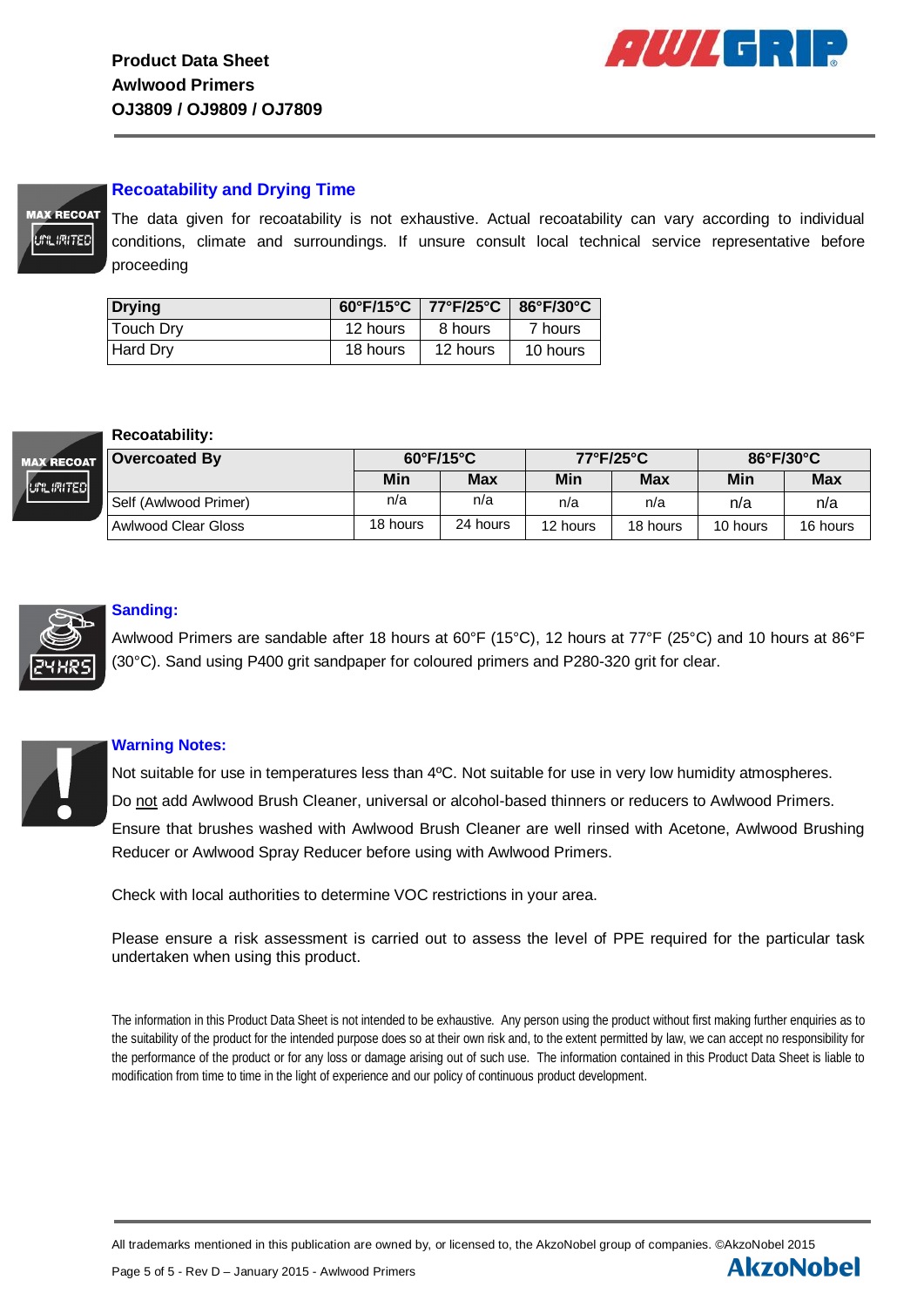## Recoatability and Drying Time

The data given for recoatability is not exhaustive. Actual recoatability can vary according to individual conditions, climate and surroundings. If unsure consult local technical service representative before proceeding

| Drying | 60°F/15°C | 77°F/25°C | 86°F/30°C |
|---|---|---|---|
| Touch Dry | 12 hours | 8 hours | 7 hours |
| Hard Dry | 18 hours | 12 hours | 10 hours |

**Recoatability:**

| Overcoated By | 60°F/15°C | | 77°F/25°C | | 86°F/30°C | |
|---|---|---|---|---|---|---|
| | Min | Max | Min | Max | Min | Max |
| Self (Awlwood Primer) | n/a | n/a | n/a | n/a | n/a | n/a |
| Awlwood Clear Gloss | 18 hours | 24 hours | 12 hours | 18 hours | 10 hours | 16 hours |

## Sanding:

Awlwood Primers are sandable after 18 hours at 60°F (15°C), 12 hours at 77°F (25°C) and 10 hours at 86°F (30°C). Sand using P400 grit sandpaper for coloured primers and P280-320 grit for clear.

## Warning Notes:

Not suitable for use in temperatures less than 4ºC. Not suitable for use in very low humidity atmospheres.

Do not add Awlwood Brush Cleaner, universal or alcohol-based thinners or reducers to Awlwood Primers.

Ensure that brushes washed with Awlwood Brush Cleaner are well rinsed with Acetone, Awlwood Brushing Reducer or Awlwood Spray Reducer before using with Awlwood Primers.

Check with local authorities to determine VOC restrictions in your area.

Please ensure a risk assessment is carried out to assess the level of PPE required for the particular task undertaken when using this product.

The information in this Product Data Sheet is not intended to be exhaustive. Any person using the product without first making further enquiries as to the suitability of the product for the intended purpose does so at their own risk and, to the extent permitted by law, we can accept no responsibility for the performance of the product or for any loss or damage arising out of such use. The information contained in this Product Data Sheet is liable to modification from time to time in the light of experience and our policy of continuous product development.

All trademarks mentioned in this publication are owned by, or licensed to, the AkzoNobel group of companies. ©AkzoNobel 2015